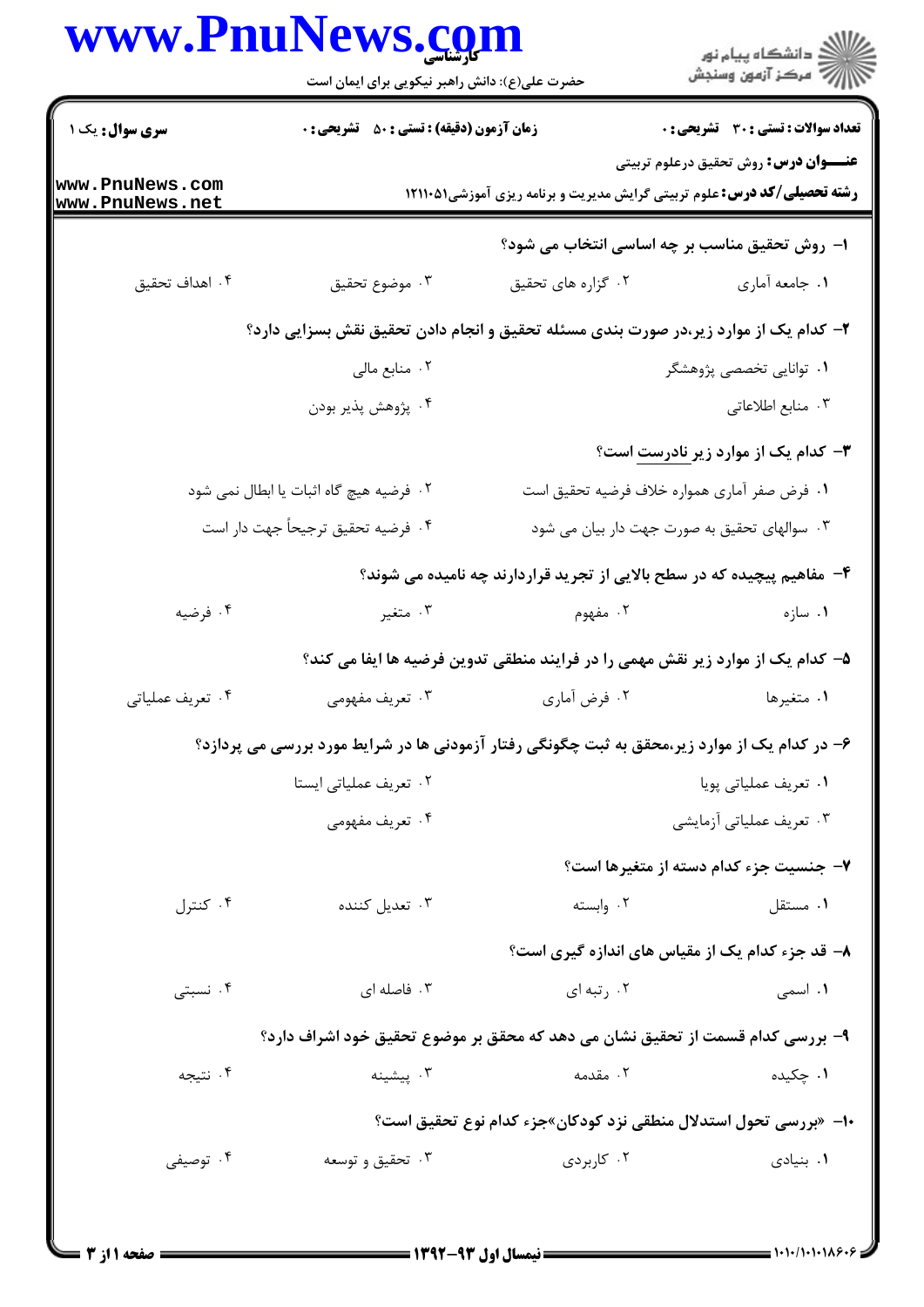**سری سوال:** یک ۱

**زمان آزمون (دقیقه) : تستی : ۵۰ تشریحی : ۰**

**تعداد سوالات : تستی : ۳۰ تشریحی : ۰**

**عنـــوان درس:** روش تحقیق درعلوم تربیتی

**رشته تحصیلی/کد درس:** علوم تربیتی گرایش مدیریت و برنامه ریزی آموزشی۱۲۱۱۰۵۱

**۱- روش تحقیق مناسب بر چه اساسی انتخاب می شود؟**

۱. جامعه آماری
۲. گزاره های تحقیق
۳. موضوع تحقیق
۴. اهداف تحقیق

**۲- کدام یک از موارد زیر،در صورت بندی مسئله تحقیق و انجام دادن تحقیق نقش بسزایی دارد؟**

۱. توانایی تخصصی پژوهشگر
۲. منابع مالی
۳. منابع اطلاعاتی
۴. پژوهش پذیر بودن

**۳- کدام یک از موارد زیر نادرست است؟**

۱. فرض صفر آماری همواره خلاف فرضیه تحقیق است
۲. فرضیه هیچ گاه اثبات یا ابطال نمی شود
۳. سوالهای تحقیق به صورت جهت دار بیان می شود
۴. فرضیه تحقیق ترجیحاً جهت دار است

**۴- مفاهیم پیچیده که در سطح بالایی از تجرید قراردارند چه نامیده می شوند؟**

۱. سازه
۲. مفهوم
۳. متغیر
۴. فرضیه

**۵- کدام یک از موارد زیر نقش مهمی را در فرایند منطقی تدوین فرضیه ها ایفا می کند؟**

۱. متغیرها
۲. فرض آماری
۳. تعریف مفهومی
۴. تعریف عملیاتی

**۶- در کدام یک از موارد زیر،محقق به ثبت چگونگی رفتار آزمودنی ها در شرایط مورد بررسی می پردازد؟**

۱. تعریف عملیاتی پویا
۲. تعریف عملیاتی ایستا
۳. تعریف عملیاتی آزمایشی
۴. تعریف مفهومی

**۷- جنسیت جزء کدام دسته از متغیرها است؟**

۱. مستقل
۲. وابسته
۳. تعدیل کننده
۴. کنترل

**۸- قد جزء کدام یک از مقیاس های اندازه گیری است؟**

۱. اسمی
۲. رتبه ای
۳. فاصله ای
۴. نسبتی

**۹- بررسی کدام قسمت از تحقیق نشان می دهد که محقق بر موضوع تحقیق خود اشراف دارد؟**

۱. چکیده
۲. مقدمه
۳. پیشینه
۴. نتیجه

**۱۰- «بررسی تحول استدلال منطقی نزد کودکان»جزء کدام نوع تحقیق است؟**

۱. بنیادی
۲. کاربردی
۳. تحقیق و توسعه
۴. توصیفی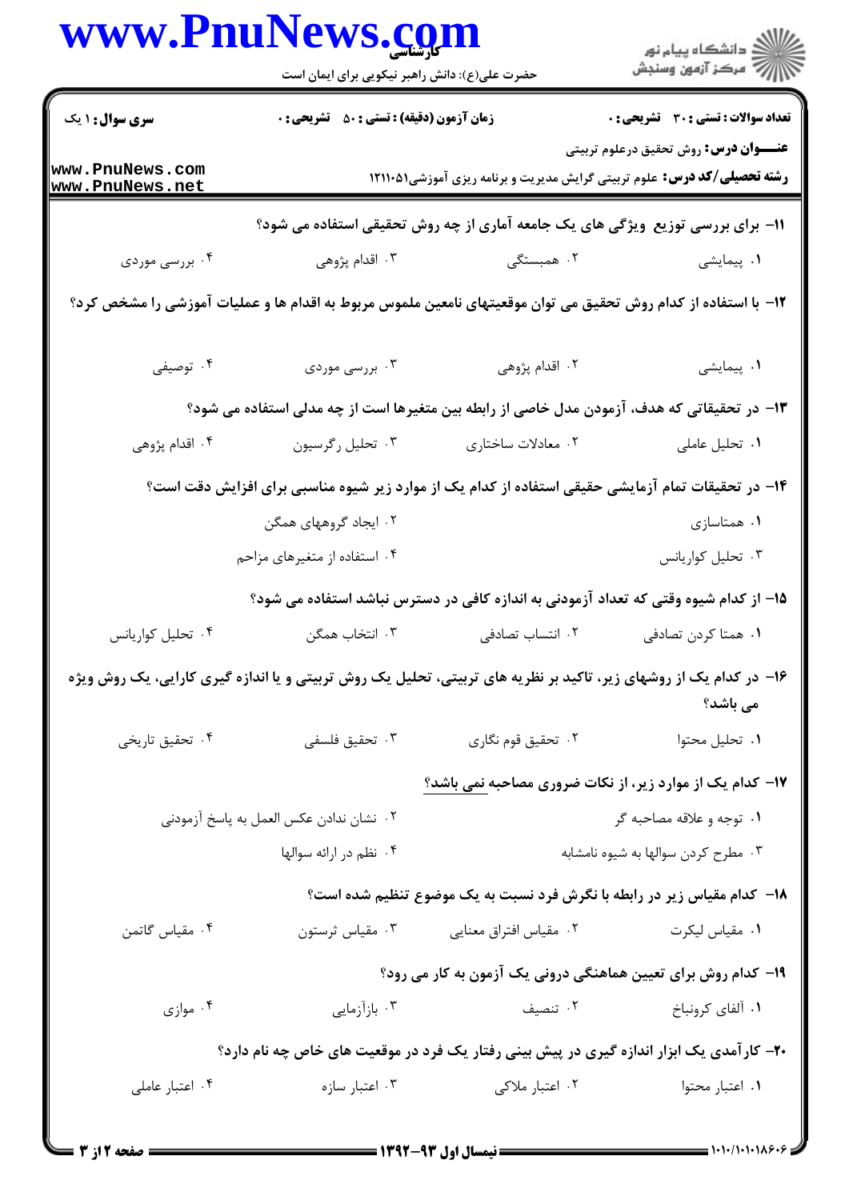۱۱- برای بررسی توزیع ویژگی های یک جامعه آماری از چه روش تحقیقی استفاده می شود؟

۱. پیمایشی
۲. همبستگی
۳. اقدام پژوهی
۴. بررسی موردی

۱۲- با استفاده از کدام روش تحقیق می توان موقعیتهای نامعین ملموس مربوط به اقدام ها و عملیات آموزشی را مشخص کرد؟

۱. پیمایشی
۲. اقدام پژوهی
۳. بررسی موردی
۴. توصیفی

۱۳- در تحقیقاتی که هدف، آزمودن مدل خاصی از رابطه بین متغیرها است از چه مدلی استفاده می شود؟

۱. تحلیل عاملی
۲. معادلات ساختاری
۳. تحلیل رگرسیون
۴. اقدام پژوهی

۱۴- در تحقیقات تمام آزمایشی حقیقی استفاده از کدام یک از موارد زیر شیوه مناسبی برای افزایش دقت است؟

۱. همتاسازی
۲. ایجاد گروههای همگن
۳. تحلیل کواریانس
۴. استفاده از متغیرهای مزاحم

۱۵- از کدام شیوه وقتی که تعداد آزمودنی به اندازه کافی در دسترس نباشد استفاده می شود؟

۱. همتا کردن تصادفی
۲. انتساب تصادفی
۳. انتخاب همگن
۴. تحلیل کواریانس

۱۶- در کدام یک از روشهای زیر، تاکید بر نظریه های تربیتی، تحلیل یک روش تربیتی و یا اندازه گیری کارایی، یک روش ویژه می باشد؟

۱. تحلیل محتوا
۲. تحقیق قوم نگاری
۳. تحقیق فلسفی
۴. تحقیق تاریخی

۱۷- کدام یک از موارد زیر، از نکات ضروری مصاحبه نمی باشد؟

۱. توجه و علاقه مصاحبه گر
۲. نشان ندادن عکس العمل به پاسخ آزمودنی
۳. مطرح کردن سوالها به شیوه نامشابه
۴. نظم در ارائه سوالها

۱۸- کدام مقیاس زیر در رابطه با نگرش فرد نسبت به یک موضوع تنظیم شده است؟

۱. مقیاس لیکرت
۲. مقیاس افتراق معنایی
۳. مقیاس ثرستون
۴. مقیاس گاتمن

۱۹- کدام روش برای تعیین هماهنگی درونی یک آزمون به کار می رود؟

۱. آلفای کرونباخ
۲. تنصیف
۳. بازآزمایی
۴. موازی

۲۰- کارآمدی یک ابزار اندازه گیری در پیش بینی رفتار یک فرد در موقعیت های خاص چه نام دارد؟

۱. اعتبار محتوا
۲. اعتبار ملاکی
۳. اعتبار سازه
۴. اعتبار عاملی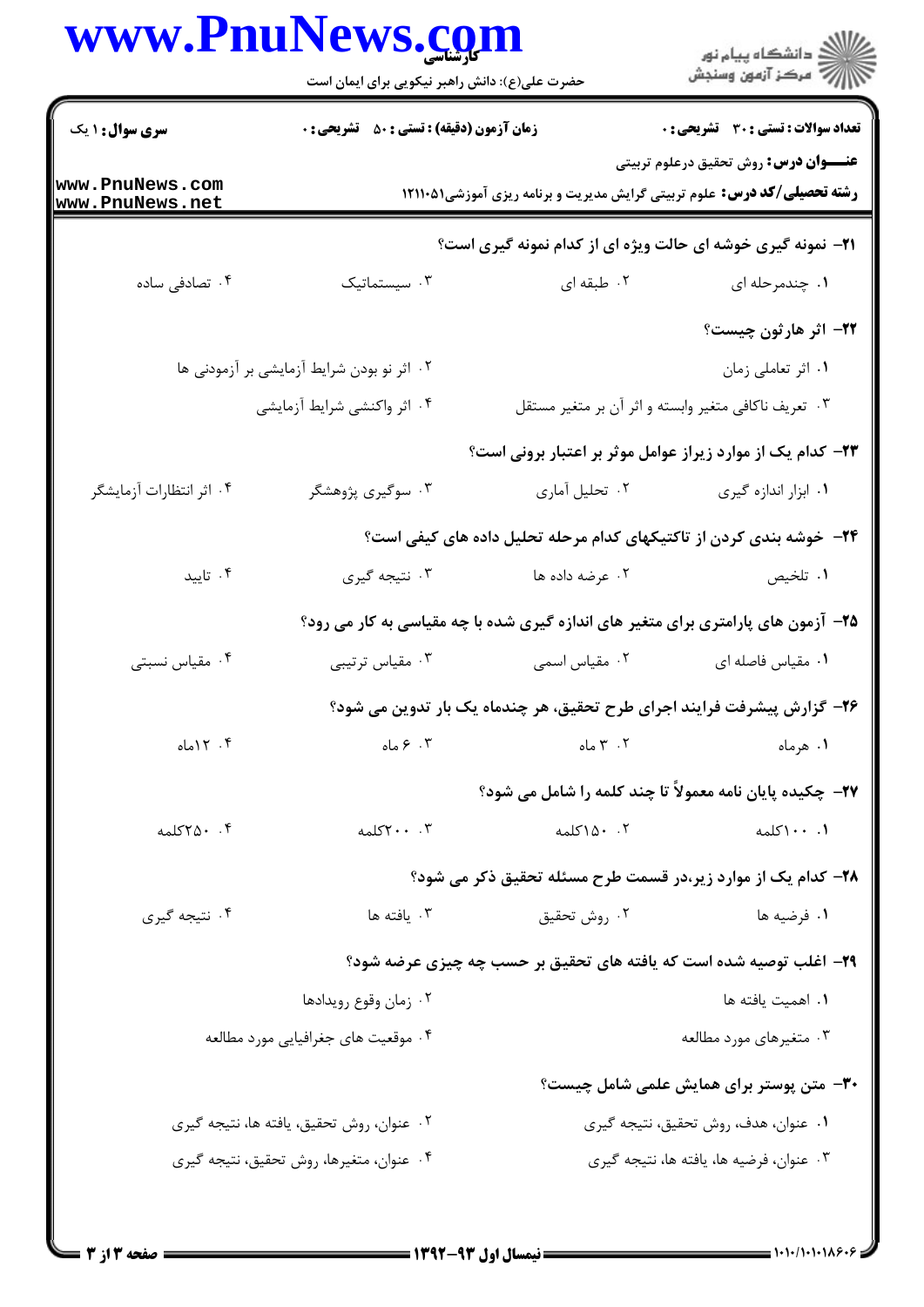**سری سوال:** ۱ یک | **زمان آزمون (دقیقه) : تستی :** ۵۰ **تشریحی :** ۰ | **تعداد سوالات : تستی :** ۳۰ **تشریحی :** ۰

**عنـــوان درس:** روش تحقیق درعلوم تربیتی

**رشته تحصیلی/کد درس:** علوم تربیتی گرایش مدیریت و برنامه ریزی آموزشی۱۲۱۱۰۵۱

**۲۱- نمونه گیری خوشه ای حالت ویژه ای از کدام نمونه گیری است؟**

۱. چندمرحله ای
۲. طبقه ای
۳. سیستماتیک
۴. تصادفی ساده

**۲۲- اثر هارثون چیست؟**

۱. اثر تعاملی زمان
۲. اثر نو بودن شرایط آزمایشی بر آزمودنی ها
۳. تعریف ناکافی متغیر وابسته و اثر آن بر متغیر مستقل
۴. اثر واکنشی شرایط آزمایشی

**۲۳- کدام یک از موارد زیراز عوامل موثر بر اعتبار برونی است؟**

۱. ابزار اندازه گیری
۲. تحلیل آماری
۳. سوگیری پژوهشگر
۴. اثر انتظارات آزمایشگر

**۲۴- خوشه بندی کردن از تاکتیکهای کدام مرحله تحلیل داده های کیفی است؟**

۱. تلخیص
۲. عرضه داده ها
۳. نتیجه گیری
۴. تایید

**۲۵- آزمون های پارامتری برای متغیر های اندازه گیری شده با چه مقیاسی به کار می رود؟**

۱. مقیاس فاصله ای
۲. مقیاس اسمی
۳. مقیاس ترتیبی
۴. مقیاس نسبتی

**۲۶- گزارش پیشرفت فرایند اجرای طرح تحقیق، هر چندماه یک بار تدوین می شود؟**

۱. هرماه
۲. ۳ ماه
۳. ۶ ماه
۴. ۱۲ماه

**۲۷- چکیده پایان نامه معمولاً تا چند کلمه را شامل می شود؟**

۱. ۱۰۰کلمه
۲. ۱۵۰کلمه
۳. ۲۰۰کلمه
۴. ۲۵۰کلمه

**۲۸- کدام یک از موارد زیر،در قسمت طرح مسئله تحقیق ذکر می شود؟**

۱. فرضیه ها
۲. روش تحقیق
۳. یافته ها
۴. نتیجه گیری

**۲۹- اغلب توصیه شده است که یافته های تحقیق بر حسب چه چیزی عرضه شود؟**

۱. اهمیت یافته ها
۲. زمان وقوع رویدادها
۳. متغیرهای مورد مطالعه
۴. موقعیت های جغرافیایی مورد مطالعه

**۳۰- متن پوستر برای همایش علمی شامل چیست؟**

۱. عنوان، هدف، روش تحقیق، نتیجه گیری
۲. عنوان، روش تحقیق، یافته ها، نتیجه گیری
۳. عنوان، فرضیه ها، یافته ها، نتیجه گیری
۴. عنوان، متغیرها، روش تحقیق، نتیجه گیری